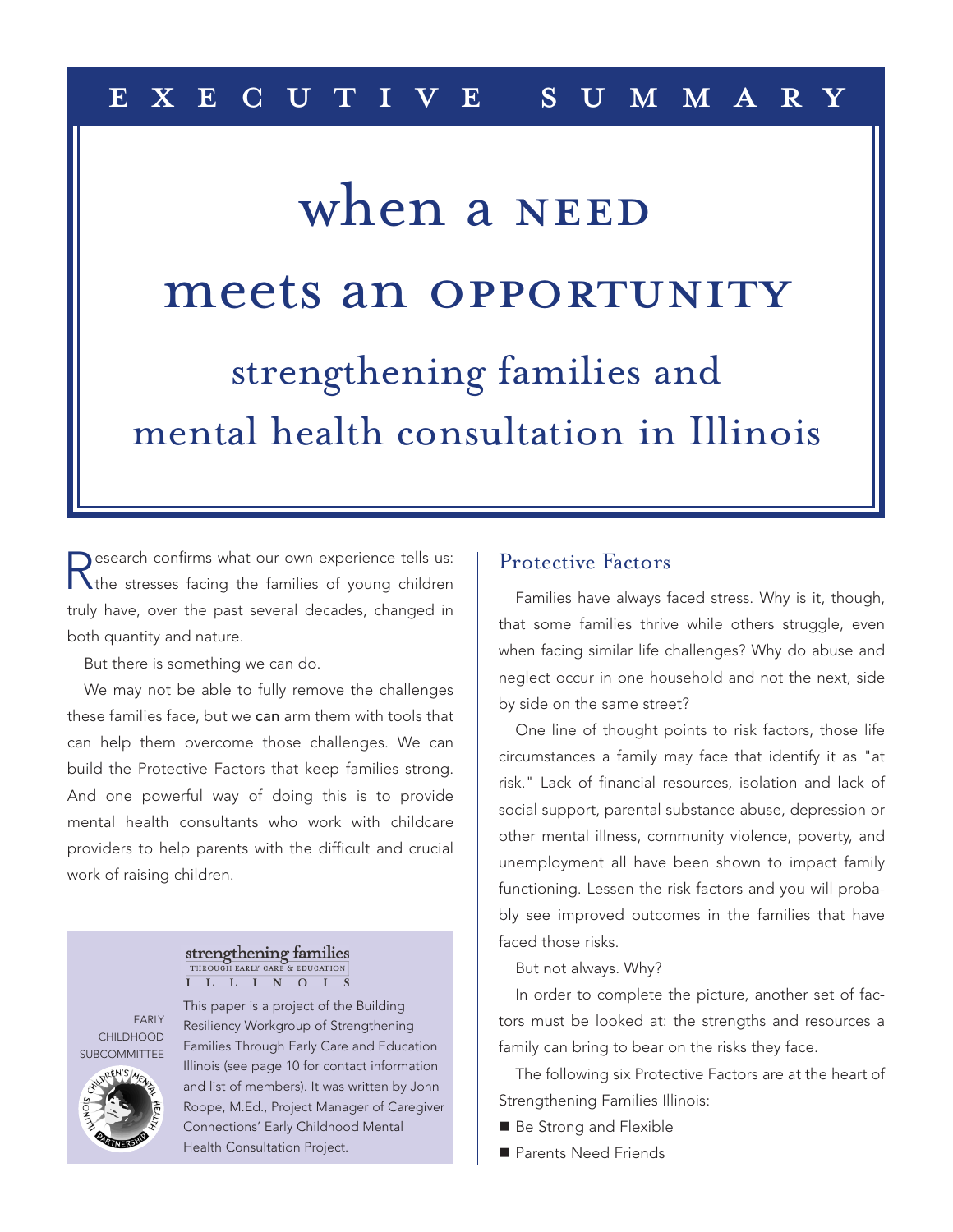EXECUTIVE SUMMARY

# when a NEED meets an OPPORTUNITY

## strengthening families and mental health consultation in Illinois

Research confirms what our own experience tells us: the stresses facing the families of young children truly have, over the past several decades, changed in both quantity and nature.

But there is something we can do.

We may not be able to fully remove the challenges these families face, but we **can** arm them with tools that can help them overcome those challenges. We can build the Protective Factors that keep families strong. And one powerful way of doing this is to provide mental health consultants who work with childcare providers to help parents with the difficult and crucial work of raising children.

strengthening families THROUGH EARLY CARE & EDUCATION ILLINOIS

EARLY CHILDHOOD SUBCOMMITTEE

ILLINOIS CHILDREN'S MENTAL HEALTH PARTNERSHIP

This paper is a project of the Building Resiliency Workgroup of Strengthening Families Through Early Care and Education Illinois (see page 10 for contact information and list of members). It was written by John Roope, M.Ed., Project Manager of Caregiver Connections' Early Childhood Mental Health Consultation Project.

### Protective Factors

Families have always faced stress. Why is it, though, that some families thrive while others struggle, even when facing similar life challenges? Why do abuse and neglect occur in one household and not the next, side by side on the same street?

One line of thought points to risk factors, those life circumstances a family may face that identify it as "at risk." Lack of financial resources, isolation and lack of social support, parental substance abuse, depression or other mental illness, community violence, poverty, and unemployment all have been shown to impact family functioning. Lessen the risk factors and you will probably see improved outcomes in the families that have faced those risks.

But not always. Why?

In order to complete the picture, another set of factors must be looked at: the strengths and resources a family can bring to bear on the risks they face.

The following six Protective Factors are at the heart of Strengthening Families Illinois:

- Be Strong and Flexible
- Parents Need Friends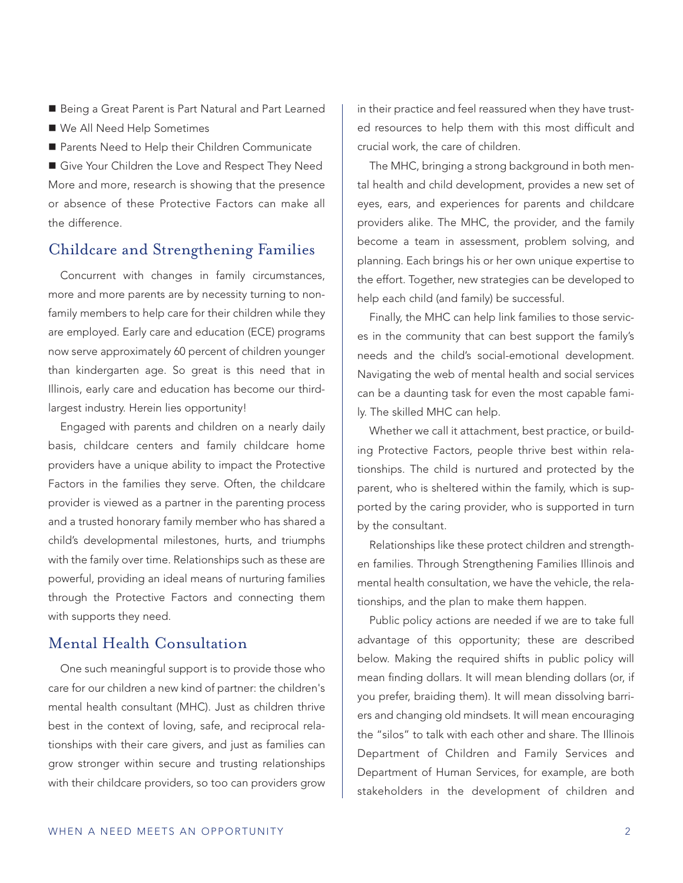- Being a Great Parent is Part Natural and Part Learned
- We All Need Help Sometimes
- Parents Need to Help their Children Communicate
- Give Your Children the Love and Respect They Need

More and more, research is showing that the presence or absence of these Protective Factors can make all the difference.

## Childcare and Strengthening Families

Concurrent with changes in family circumstances, more and more parents are by necessity turning to non-family members to help care for their children while they are employed. Early care and education (ECE) programs now serve approximately 60 percent of children younger than kindergarten age. So great is this need that in Illinois, early care and education has become our third-largest industry. Herein lies opportunity!

Engaged with parents and children on a nearly daily basis, childcare centers and family childcare home providers have a unique ability to impact the Protective Factors in the families they serve. Often, the childcare provider is viewed as a partner in the parenting process and a trusted honorary family member who has shared a child's developmental milestones, hurts, and triumphs with the family over time. Relationships such as these are powerful, providing an ideal means of nurturing families through the Protective Factors and connecting them with supports they need.

## Mental Health Consultation

One such meaningful support is to provide those who care for our children a new kind of partner: the children's mental health consultant (MHC). Just as children thrive best in the context of loving, safe, and reciprocal relationships with their care givers, and just as families can grow stronger within secure and trusting relationships with their childcare providers, so too can providers grow in their practice and feel reassured when they have trusted resources to help them with this most difficult and crucial work, the care of children.

The MHC, bringing a strong background in both mental health and child development, provides a new set of eyes, ears, and experiences for parents and childcare providers alike. The MHC, the provider, and the family become a team in assessment, problem solving, and planning. Each brings his or her own unique expertise to the effort. Together, new strategies can be developed to help each child (and family) be successful.

Finally, the MHC can help link families to those services in the community that can best support the family's needs and the child's social-emotional development. Navigating the web of mental health and social services can be a daunting task for even the most capable family. The skilled MHC can help.

Whether we call it attachment, best practice, or building Protective Factors, people thrive best within relationships. The child is nurtured and protected by the parent, who is sheltered within the family, which is supported by the caring provider, who is supported in turn by the consultant.

Relationships like these protect children and strengthen families. Through Strengthening Families Illinois and mental health consultation, we have the vehicle, the relationships, and the plan to make them happen.

Public policy actions are needed if we are to take full advantage of this opportunity; these are described below. Making the required shifts in public policy will mean finding dollars. It will mean blending dollars (or, if you prefer, braiding them). It will mean dissolving barriers and changing old mindsets. It will mean encouraging the "silos" to talk with each other and share. The Illinois Department of Children and Family Services and Department of Human Services, for example, are both stakeholders in the development of children and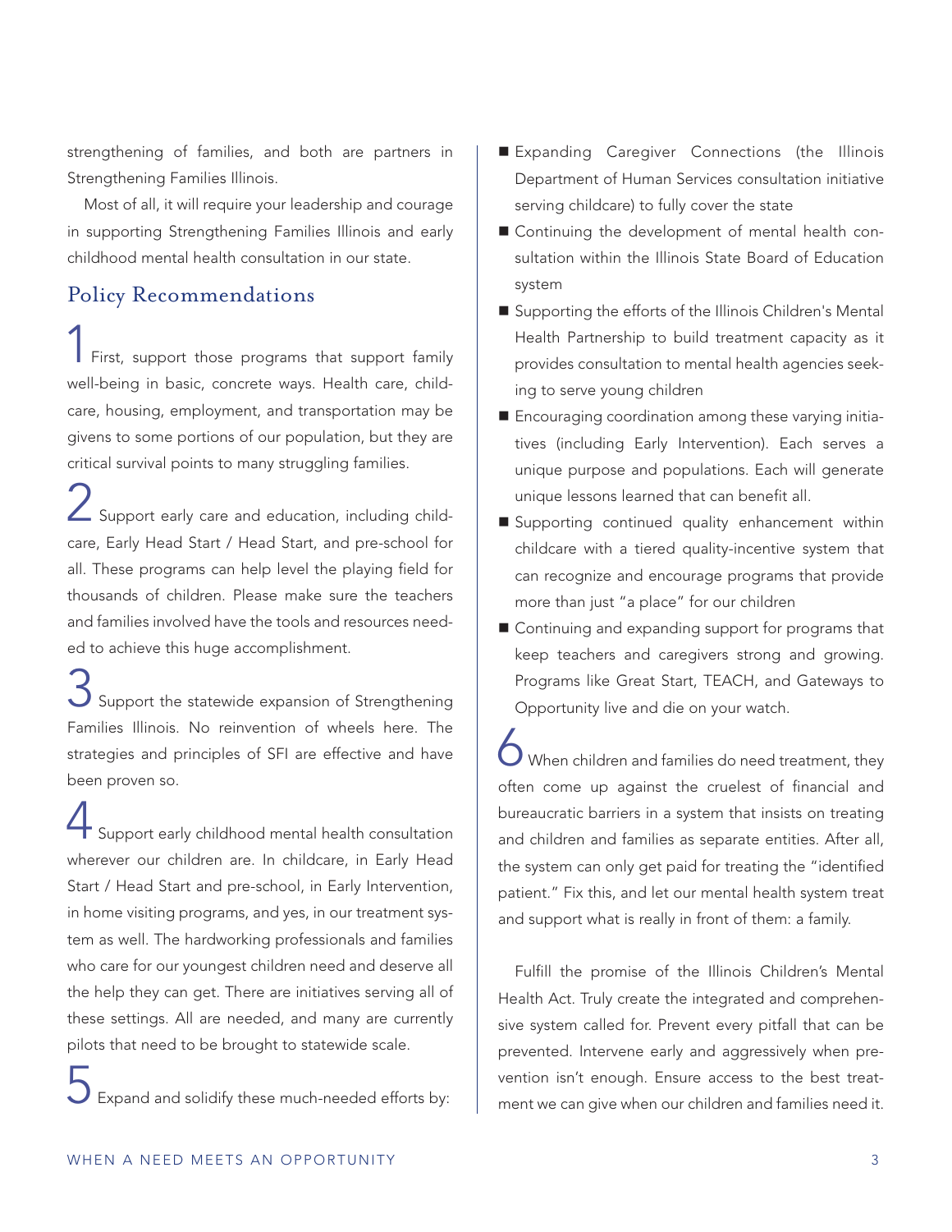strengthening of families, and both are partners in Strengthening Families Illinois.

Most of all, it will require your leadership and courage in supporting Strengthening Families Illinois and early childhood mental health consultation in our state.

## Policy Recommendations

**1** First, support those programs that support family well-being in basic, concrete ways. Health care, childcare, housing, employment, and transportation may be givens to some portions of our population, but they are critical survival points to many struggling families.

**2** Support early care and education, including childcare, Early Head Start / Head Start, and pre-school for all. These programs can help level the playing field for thousands of children. Please make sure the teachers and families involved have the tools and resources needed to achieve this huge accomplishment.

**3** Support the statewide expansion of Strengthening Families Illinois. No reinvention of wheels here. The strategies and principles of SFI are effective and have been proven so.

**4** Support early childhood mental health consultation wherever our children are. In childcare, in Early Head Start / Head Start and pre-school, in Early Intervention, in home visiting programs, and yes, in our treatment system as well. The hardworking professionals and families who care for our youngest children need and deserve all the help they can get. There are initiatives serving all of these settings. All are needed, and many are currently pilots that need to be brought to statewide scale.

**5** Expand and solidify these much-needed efforts by:

- Expanding Caregiver Connections (the Illinois Department of Human Services consultation initiative serving childcare) to fully cover the state
- Continuing the development of mental health consultation within the Illinois State Board of Education system
- Supporting the efforts of the Illinois Children's Mental Health Partnership to build treatment capacity as it provides consultation to mental health agencies seeking to serve young children
- Encouraging coordination among these varying initiatives (including Early Intervention). Each serves a unique purpose and populations. Each will generate unique lessons learned that can benefit all.
- Supporting continued quality enhancement within childcare with a tiered quality-incentive system that can recognize and encourage programs that provide more than just "a place" for our children
- Continuing and expanding support for programs that keep teachers and caregivers strong and growing. Programs like Great Start, TEACH, and Gateways to Opportunity live and die on your watch.

**6** When children and families do need treatment, they often come up against the cruelest of financial and bureaucratic barriers in a system that insists on treating and children and families as separate entities. After all, the system can only get paid for treating the "identified patient." Fix this, and let our mental health system treat and support what is really in front of them: a family.

Fulfill the promise of the Illinois Children's Mental Health Act. Truly create the integrated and comprehensive system called for. Prevent every pitfall that can be prevented. Intervene early and aggressively when prevention isn't enough. Ensure access to the best treatment we can give when our children and families need it.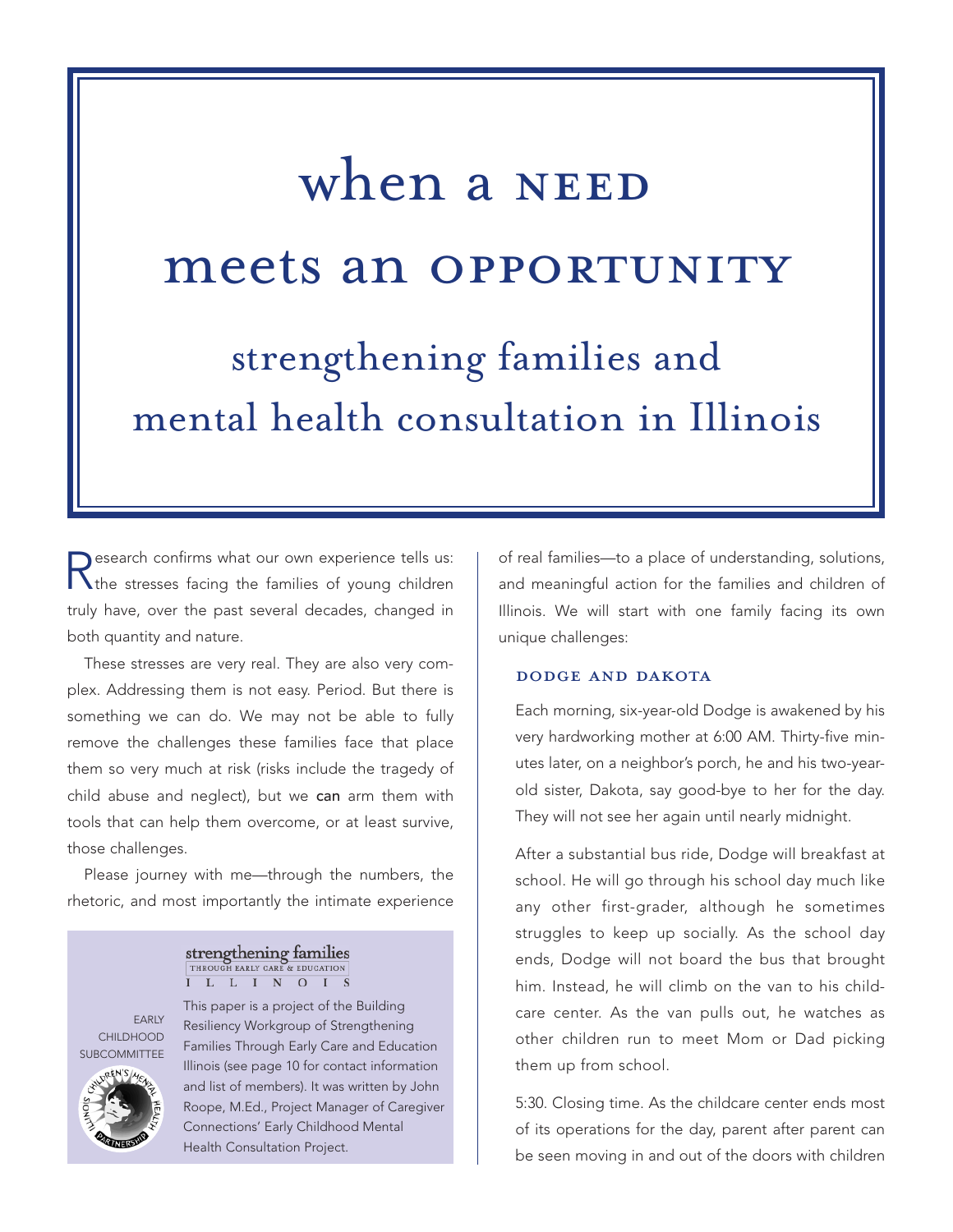# when a NEED meets an OPPORTUNITY

## strengthening families and mental health consultation in Illinois

Research confirms what our own experience tells us: the stresses facing the families of young children truly have, over the past several decades, changed in both quantity and nature.

These stresses are very real. They are also very complex. Addressing them is not easy. Period. But there is something we can do. We may not be able to fully remove the challenges these families face that place them so very much at risk (risks include the tragedy of child abuse and neglect), but we **can** arm them with tools that can help them overcome, or at least survive, those challenges.

Please journey with me—through the numbers, the rhetoric, and most importantly the intimate experience of real families—to a place of understanding, solutions, and meaningful action for the families and children of Illinois. We will start with one family facing its own unique challenges:

strengthening families THROUGH EARLY CARE & EDUCATION ILLINOIS

EARLY CHILDHOOD SUBCOMMITTEE

ILLINOIS CHILDREN'S MENTAL HEALTH PARTNERSHIP

This paper is a project of the Building Resiliency Workgroup of Strengthening Families Through Early Care and Education Illinois (see page 10 for contact information and list of members). It was written by John Roope, M.Ed., Project Manager of Caregiver Connections' Early Childhood Mental Health Consultation Project.

### DODGE AND DAKOTA

Each morning, six-year-old Dodge is awakened by his very hardworking mother at 6:00 AM. Thirty-five minutes later, on a neighbor's porch, he and his two-year-old sister, Dakota, say good-bye to her for the day. They will not see her again until nearly midnight.

After a substantial bus ride, Dodge will breakfast at school. He will go through his school day much like any other first-grader, although he sometimes struggles to keep up socially. As the school day ends, Dodge will not board the bus that brought him. Instead, he will climb on the van to his childcare center. As the van pulls out, he watches as other children run to meet Mom or Dad picking them up from school.

5:30. Closing time. As the childcare center ends most of its operations for the day, parent after parent can be seen moving in and out of the doors with children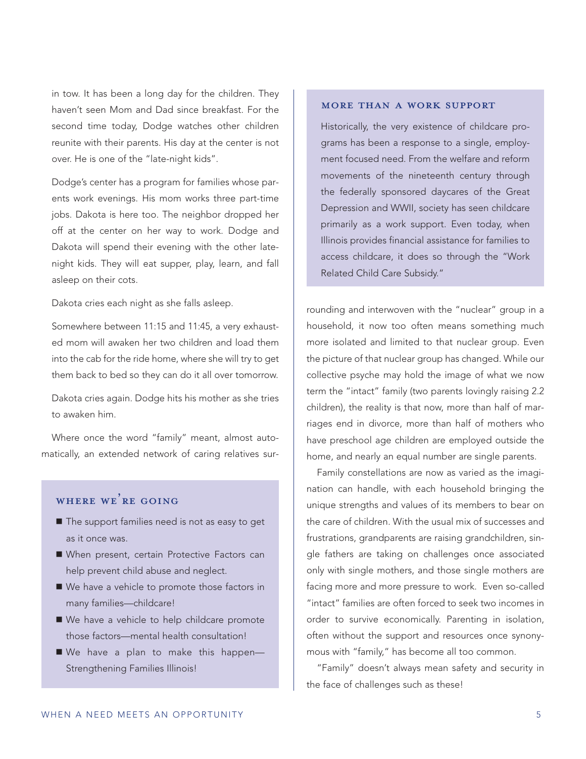in tow. It has been a long day for the children. They haven't seen Mom and Dad since breakfast. For the second time today, Dodge watches other children reunite with their parents. His day at the center is not over. He is one of the "late-night kids".

Dodge's center has a program for families whose parents work evenings. His mom works three part-time jobs. Dakota is here too. The neighbor dropped her off at the center on her way to work. Dodge and Dakota will spend their evening with the other late-night kids. They will eat supper, play, learn, and fall asleep on their cots.

Dakota cries each night as she falls asleep.

Somewhere between 11:15 and 11:45, a very exhausted mom will awaken her two children and load them into the cab for the ride home, where she will try to get them back to bed so they can do it all over tomorrow.

Dakota cries again. Dodge hits his mother as she tries to awaken him.

Where once the word "family" meant, almost automatically, an extended network of caring relatives surrounding and interwoven with the "nuclear" group in a household, it now too often means something much more isolated and limited to that nuclear group. Even the picture of that nuclear group has changed. While our collective psyche may hold the image of what we now term the "intact" family (two parents lovingly raising 2.2 children), the reality is that now, more than half of marriages end in divorce, more than half of mothers who have preschool age children are employed outside the home, and nearly an equal number are single parents.

Family constellations are now as varied as the imagination can handle, with each household bringing the unique strengths and values of its members to bear on the care of children. With the usual mix of successes and frustrations, grandparents are raising grandchildren, single fathers are taking on challenges once associated only with single mothers, and those single mothers are facing more and more pressure to work. Even so-called "intact" families are often forced to seek two incomes in order to survive economically. Parenting in isolation, often without the support and resources once synonymous with "family," has become all too common.

"Family" doesn't always mean safety and security in the face of challenges such as these!

### Where We're Going

- The support families need is not as easy to get as it once was.
- When present, certain Protective Factors can help prevent child abuse and neglect.
- We have a vehicle to promote those factors in many families—childcare!
- We have a vehicle to help childcare promote those factors—mental health consultation!
- We have a plan to make this happen—Strengthening Families Illinois!

### More Than a Work Support

Historically, the very existence of childcare programs has been a response to a single, employment focused need. From the welfare and reform movements of the nineteenth century through the federally sponsored daycares of the Great Depression and WWII, society has seen childcare primarily as a work support. Even today, when Illinois provides financial assistance for families to access childcare, it does so through the "Work Related Child Care Subsidy."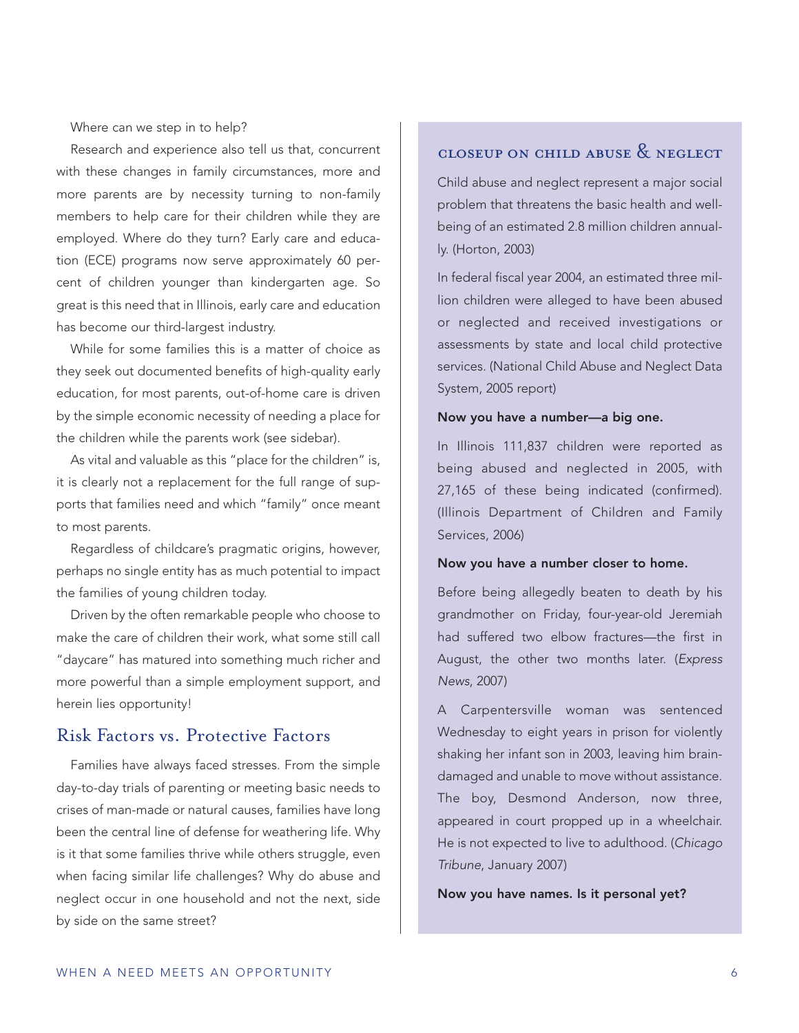Where can we step in to help?

Research and experience also tell us that, concurrent with these changes in family circumstances, more and more parents are by necessity turning to non-family members to help care for their children while they are employed. Where do they turn? Early care and education (ECE) programs now serve approximately 60 percent of children younger than kindergarten age. So great is this need that in Illinois, early care and education has become our third-largest industry.

While for some families this is a matter of choice as they seek out documented benefits of high-quality early education, for most parents, out-of-home care is driven by the simple economic necessity of needing a place for the children while the parents work (see sidebar).

As vital and valuable as this "place for the children" is, it is clearly not a replacement for the full range of supports that families need and which "family" once meant to most parents.

Regardless of childcare's pragmatic origins, however, perhaps no single entity has as much potential to impact the families of young children today.

Driven by the often remarkable people who choose to make the care of children their work, what some still call "daycare" has matured into something much richer and more powerful than a simple employment support, and herein lies opportunity!

## Risk Factors vs. Protective Factors

Families have always faced stresses. From the simple day-to-day trials of parenting or meeting basic needs to crises of man-made or natural causes, families have long been the central line of defense for weathering life. Why is it that some families thrive while others struggle, even when facing similar life challenges? Why do abuse and neglect occur in one household and not the next, side by side on the same street?

### CLOSEUP ON CHILD ABUSE & NEGLECT

Child abuse and neglect represent a major social problem that threatens the basic health and well-being of an estimated 2.8 million children annually. (Horton, 2003)

In federal fiscal year 2004, an estimated three million children were alleged to have been abused or neglected and received investigations or assessments by state and local child protective services. (National Child Abuse and Neglect Data System, 2005 report)

**Now you have a number—a big one.**

In Illinois 111,837 children were reported as being abused and neglected in 2005, with 27,165 of these being indicated (confirmed). (Illinois Department of Children and Family Services, 2006)

**Now you have a number closer to home.**

Before being allegedly beaten to death by his grandmother on Friday, four-year-old Jeremiah had suffered two elbow fractures—the first in August, the other two months later. (*Express News*, 2007)

A Carpentersville woman was sentenced Wednesday to eight years in prison for violently shaking her infant son in 2003, leaving him brain-damaged and unable to move without assistance. The boy, Desmond Anderson, now three, appeared in court propped up in a wheelchair. He is not expected to live to adulthood. (*Chicago Tribune*, January 2007)

**Now you have names. Is it personal yet?**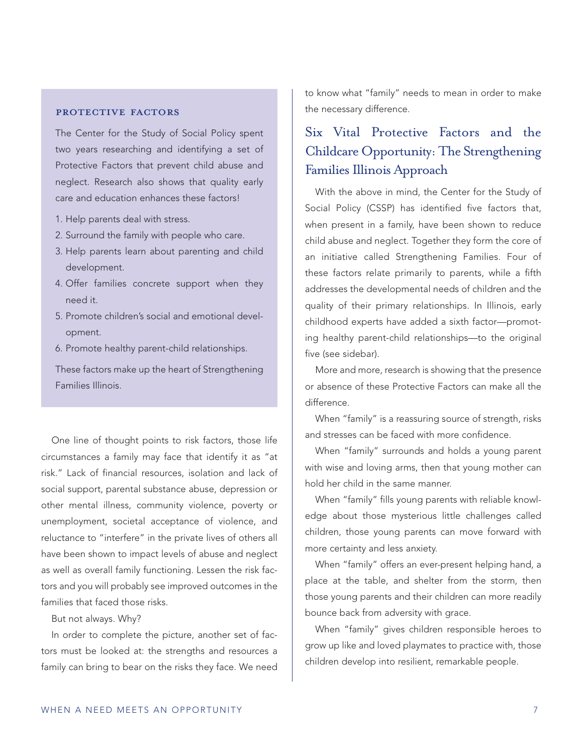### PROTECTIVE FACTORS

The Center for the Study of Social Policy spent two years researching and identifying a set of Protective Factors that prevent child abuse and neglect. Research also shows that quality early care and education enhances these factors!

1. Help parents deal with stress.
2. Surround the family with people who care.
3. Help parents learn about parenting and child development.
4. Offer families concrete support when they need it.
5. Promote children's social and emotional development.
6. Promote healthy parent-child relationships.

These factors make up the heart of Strengthening Families Illinois.

One line of thought points to risk factors, those life circumstances a family may face that identify it as "at risk." Lack of financial resources, isolation and lack of social support, parental substance abuse, depression or other mental illness, community violence, poverty or unemployment, societal acceptance of violence, and reluctance to "interfere" in the private lives of others all have been shown to impact levels of abuse and neglect as well as overall family functioning. Lessen the risk factors and you will probably see improved outcomes in the families that faced those risks.

But not always. Why?

In order to complete the picture, another set of factors must be looked at: the strengths and resources a family can bring to bear on the risks they face. We need to know what "family" needs to mean in order to make the necessary difference.

## Six Vital Protective Factors and the Childcare Opportunity: The Strengthening Families Illinois Approach

With the above in mind, the Center for the Study of Social Policy (CSSP) has identified five factors that, when present in a family, have been shown to reduce child abuse and neglect. Together they form the core of an initiative called Strengthening Families. Four of these factors relate primarily to parents, while a fifth addresses the developmental needs of children and the quality of their primary relationships. In Illinois, early childhood experts have added a sixth factor—promoting healthy parent-child relationships—to the original five (see sidebar).

More and more, research is showing that the presence or absence of these Protective Factors can make all the difference.

When "family" is a reassuring source of strength, risks and stresses can be faced with more confidence.

When "family" surrounds and holds a young parent with wise and loving arms, then that young mother can hold her child in the same manner.

When "family" fills young parents with reliable knowledge about those mysterious little challenges called children, those young parents can move forward with more certainty and less anxiety.

When "family" offers an ever-present helping hand, a place at the table, and shelter from the storm, then those young parents and their children can more readily bounce back from adversity with grace.

When "family" gives children responsible heroes to grow up like and loved playmates to practice with, those children develop into resilient, remarkable people.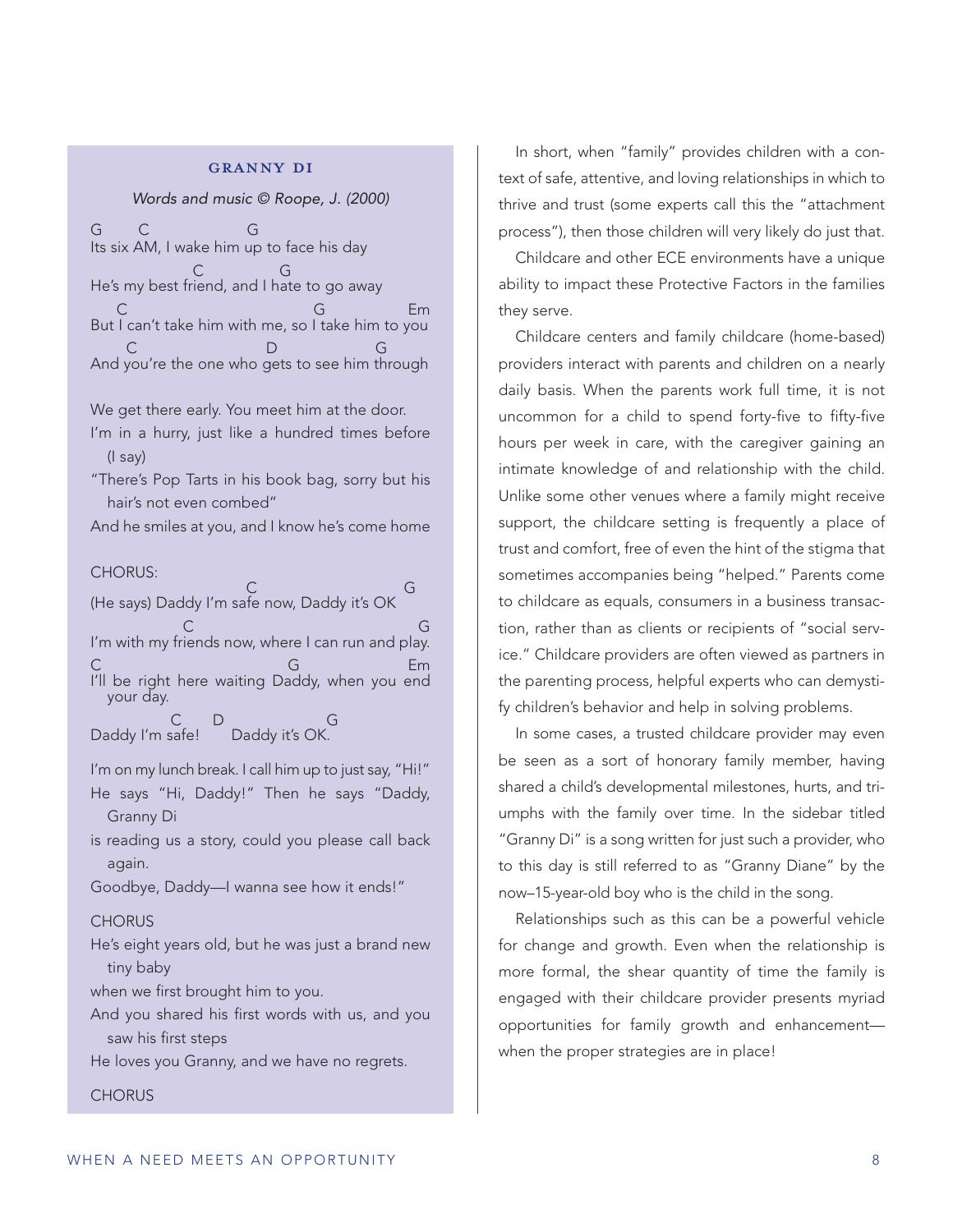### GRANNY DI

*Words and music © Roope, J. (2000)*

```
G       C                   G
Its six AM, I wake him up to face his day
                C            G
He's my best friend, and I hate to go away
    C                                   G              Em
But I can't take him with me, so I take him to you
      C                    D                G
And you're the one who gets to see him through
```

We get there early. You meet him at the door.

I'm in a hurry, just like a hundred times before (I say)

"There's Pop Tarts in his book bag, sorry but his hair's not even combed"

And he smiles at you, and I know he's come home

CHORUS:

```
                            C                        G
(He says) Daddy I'm safe now, Daddy it's OK
              C                                      G
I'm with my friends now, where I can run and play.
C                                G               Em
I'll be right here waiting Daddy, when you end your day.
          C    D              G
Daddy I'm safe!     Daddy it's OK.
```

I'm on my lunch break. I call him up to just say, "Hi!"

He says "Hi, Daddy!" Then he says "Daddy, Granny Di

is reading us a story, could you please call back again.

Goodbye, Daddy—I wanna see how it ends!"

CHORUS

He's eight years old, but he was just a brand new tiny baby

when we first brought him to you.

And you shared his first words with us, and you saw his first steps

He loves you Granny, and we have no regrets.

CHORUS

In short, when "family" provides children with a context of safe, attentive, and loving relationships in which to thrive and trust (some experts call this the "attachment process"), then those children will very likely do just that.

Childcare and other ECE environments have a unique ability to impact these Protective Factors in the families they serve.

Childcare centers and family childcare (home-based) providers interact with parents and children on a nearly daily basis. When the parents work full time, it is not uncommon for a child to spend forty-five to fifty-five hours per week in care, with the caregiver gaining an intimate knowledge of and relationship with the child. Unlike some other venues where a family might receive support, the childcare setting is frequently a place of trust and comfort, free of even the hint of the stigma that sometimes accompanies being "helped." Parents come to childcare as equals, consumers in a business transaction, rather than as clients or recipients of "social service." Childcare providers are often viewed as partners in the parenting process, helpful experts who can demystify children's behavior and help in solving problems.

In some cases, a trusted childcare provider may even be seen as a sort of honorary family member, having shared a child's developmental milestones, hurts, and triumphs with the family over time. In the sidebar titled "Granny Di" is a song written for just such a provider, who to this day is still referred to as "Granny Diane" by the now–15-year-old boy who is the child in the song.

Relationships such as this can be a powerful vehicle for change and growth. Even when the relationship is more formal, the shear quantity of time the family is engaged with their childcare provider presents myriad opportunities for family growth and enhancement—when the proper strategies are in place!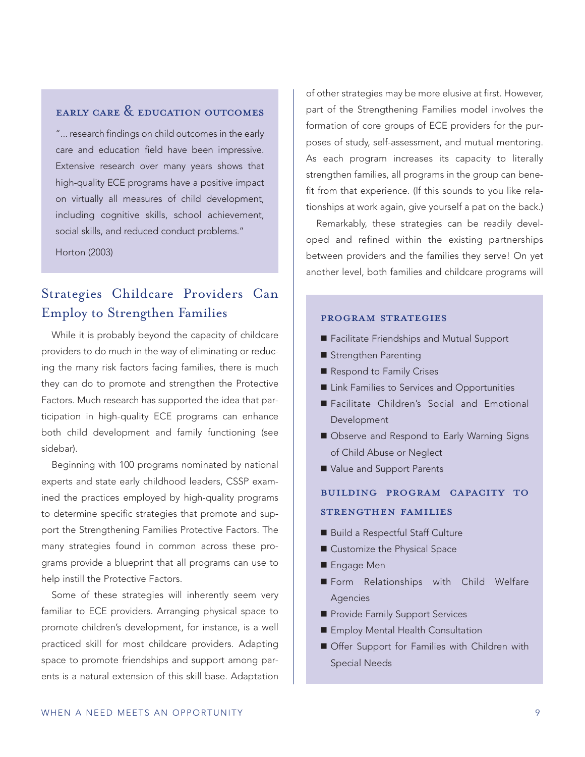### EARLY CARE & EDUCATION OUTCOMES

"... research findings on child outcomes in the early care and education field have been impressive. Extensive research over many years shows that high-quality ECE programs have a positive impact on virtually all measures of child development, including cognitive skills, school achievement, social skills, and reduced conduct problems."

Horton (2003)

## Strategies Childcare Providers Can Employ to Strengthen Families

While it is probably beyond the capacity of childcare providers to do much in the way of eliminating or reducing the many risk factors facing families, there is much they can do to promote and strengthen the Protective Factors. Much research has supported the idea that participation in high-quality ECE programs can enhance both child development and family functioning (see sidebar).

Beginning with 100 programs nominated by national experts and state early childhood leaders, CSSP examined the practices employed by high-quality programs to determine specific strategies that promote and support the Strengthening Families Protective Factors. The many strategies found in common across these programs provide a blueprint that all programs can use to help instill the Protective Factors.

Some of these strategies will inherently seem very familiar to ECE providers. Arranging physical space to promote children's development, for instance, is a well practiced skill for most childcare providers. Adapting space to promote friendships and support among parents is a natural extension of this skill base. Adaptation of other strategies may be more elusive at first. However, part of the Strengthening Families model involves the formation of core groups of ECE providers for the purposes of study, self-assessment, and mutual mentoring. As each program increases its capacity to literally strengthen families, all programs in the group can benefit from that experience. (If this sounds to you like relationships at work again, give yourself a pat on the back.)

Remarkably, these strategies can be readily developed and refined within the existing partnerships between providers and the families they serve! On yet another level, both families and childcare programs will

### PROGRAM STRATEGIES

- Facilitate Friendships and Mutual Support
- Strengthen Parenting
- Respond to Family Crises
- Link Families to Services and Opportunities
- Facilitate Children's Social and Emotional Development
- Observe and Respond to Early Warning Signs of Child Abuse or Neglect
- Value and Support Parents

### BUILDING PROGRAM CAPACITY TO STRENGTHEN FAMILIES

- Build a Respectful Staff Culture
- Customize the Physical Space
- Engage Men
- Form Relationships with Child Welfare Agencies
- Provide Family Support Services
- Employ Mental Health Consultation
- Offer Support for Families with Children with Special Needs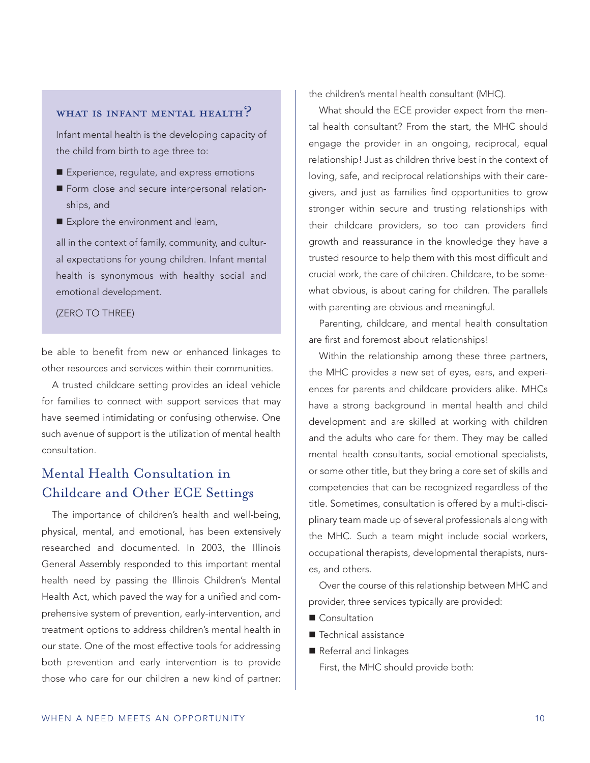### WHAT IS INFANT MENTAL HEALTH?

Infant mental health is the developing capacity of the child from birth to age three to:

- Experience, regulate, and express emotions
- Form close and secure interpersonal relationships, and
- Explore the environment and learn,

all in the context of family, community, and cultural expectations for young children. Infant mental health is synonymous with healthy social and emotional development.

(ZERO TO THREE)

be able to benefit from new or enhanced linkages to other resources and services within their communities.

A trusted childcare setting provides an ideal vehicle for families to connect with support services that may have seemed intimidating or confusing otherwise. One such avenue of support is the utilization of mental health consultation.

## Mental Health Consultation in Childcare and Other ECE Settings

The importance of children's health and well-being, physical, mental, and emotional, has been extensively researched and documented. In 2003, the Illinois General Assembly responded to this important mental health need by passing the Illinois Children's Mental Health Act, which paved the way for a unified and comprehensive system of prevention, early-intervention, and treatment options to address children's mental health in our state. One of the most effective tools for addressing both prevention and early intervention is to provide those who care for our children a new kind of partner: the children's mental health consultant (MHC).

What should the ECE provider expect from the mental health consultant? From the start, the MHC should engage the provider in an ongoing, reciprocal, equal relationship! Just as children thrive best in the context of loving, safe, and reciprocal relationships with their caregivers, and just as families find opportunities to grow stronger within secure and trusting relationships with their childcare providers, so too can providers find growth and reassurance in the knowledge they have a trusted resource to help them with this most difficult and crucial work, the care of children. Childcare, to be somewhat obvious, is about caring for children. The parallels with parenting are obvious and meaningful.

Parenting, childcare, and mental health consultation are first and foremost about relationships!

Within the relationship among these three partners, the MHC provides a new set of eyes, ears, and experiences for parents and childcare providers alike. MHCs have a strong background in mental health and child development and are skilled at working with children and the adults who care for them. They may be called mental health consultants, social-emotional specialists, or some other title, but they bring a core set of skills and competencies that can be recognized regardless of the title. Sometimes, consultation is offered by a multi-disciplinary team made up of several professionals along with the MHC. Such a team might include social workers, occupational therapists, developmental therapists, nurses, and others.

Over the course of this relationship between MHC and provider, three services typically are provided:

- Consultation
- Technical assistance
- Referral and linkages

First, the MHC should provide both: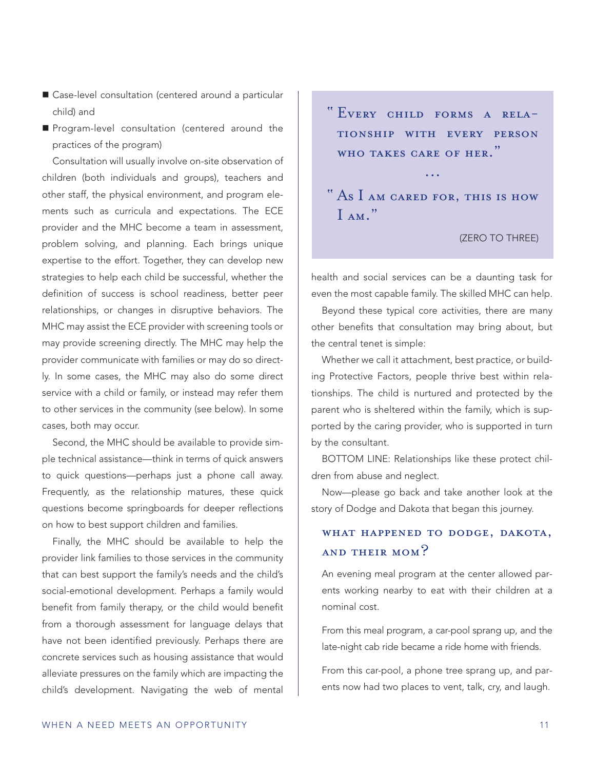- Case-level consultation (centered around a particular child) and
- Program-level consultation (centered around the practices of the program)

Consultation will usually involve on-site observation of children (both individuals and groups), teachers and other staff, the physical environment, and program elements such as curricula and expectations. The ECE provider and the MHC become a team in assessment, problem solving, and planning. Each brings unique expertise to the effort. Together, they can develop new strategies to help each child be successful, whether the definition of success is school readiness, better peer relationships, or changes in disruptive behaviors. The MHC may assist the ECE provider with screening tools or may provide screening directly. The MHC may help the provider communicate with families or may do so directly. In some cases, the MHC may also do some direct service with a child or family, or instead may refer them to other services in the community (see below). In some cases, both may occur.

Second, the MHC should be available to provide simple technical assistance—think in terms of quick answers to quick questions—perhaps just a phone call away. Frequently, as the relationship matures, these quick questions become springboards for deeper reflections on how to best support children and families.

Finally, the MHC should be available to help the provider link families to those services in the community that can best support the family's needs and the child's social-emotional development. Perhaps a family would benefit from family therapy, or the child would benefit from a thorough assessment for language delays that have not been identified previously. Perhaps there are concrete services such as housing assistance that would alleviate pressures on the family which are impacting the child's development. Navigating the web of mental health and social services can be a daunting task for even the most capable family. The skilled MHC can help.

> "Every child forms a relationship with every person who takes care of her."
>
> ...
>
> "As I am cared for, this is how I am."
>
> (ZERO TO THREE)

Beyond these typical core activities, there are many other benefits that consultation may bring about, but the central tenet is simple:

Whether we call it attachment, best practice, or building Protective Factors, people thrive best within relationships. The child is nurtured and protected by the parent who is sheltered within the family, which is supported by the caring provider, who is supported in turn by the consultant.

BOTTOM LINE: Relationships like these protect children from abuse and neglect.

Now—please go back and take another look at the story of Dodge and Dakota that began this journey.

## What happened to Dodge, Dakota, and their mom?

An evening meal program at the center allowed parents working nearby to eat with their children at a nominal cost.

From this meal program, a car-pool sprang up, and the late-night cab ride became a ride home with friends.

From this car-pool, a phone tree sprang up, and parents now had two places to vent, talk, cry, and laugh.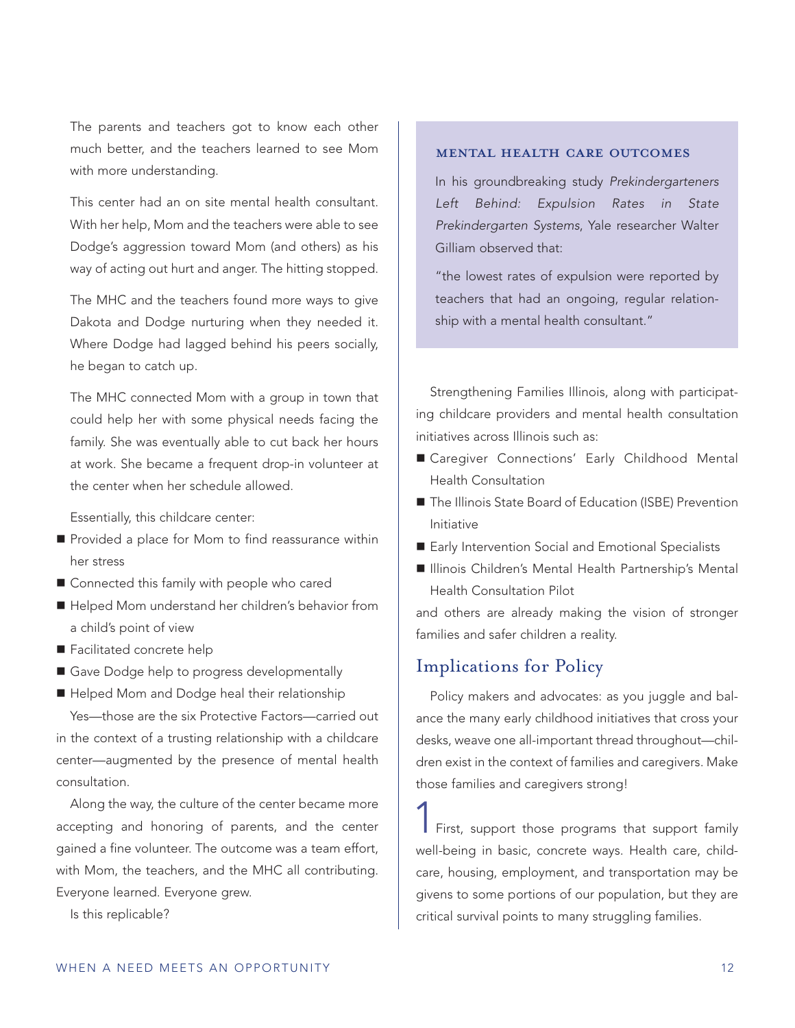The parents and teachers got to know each other much better, and the teachers learned to see Mom with more understanding.

This center had an on site mental health consultant. With her help, Mom and the teachers were able to see Dodge's aggression toward Mom (and others) as his way of acting out hurt and anger. The hitting stopped.

The MHC and the teachers found more ways to give Dakota and Dodge nurturing when they needed it. Where Dodge had lagged behind his peers socially, he began to catch up.

The MHC connected Mom with a group in town that could help her with some physical needs facing the family. She was eventually able to cut back her hours at work. She became a frequent drop-in volunteer at the center when her schedule allowed.

Essentially, this childcare center:

- Provided a place for Mom to find reassurance within her stress
- Connected this family with people who cared
- Helped Mom understand her children's behavior from a child's point of view
- Facilitated concrete help
- Gave Dodge help to progress developmentally
- Helped Mom and Dodge heal their relationship

Yes—those are the six Protective Factors—carried out in the context of a trusting relationship with a childcare center—augmented by the presence of mental health consultation.

Along the way, the culture of the center became more accepting and honoring of parents, and the center gained a fine volunteer. The outcome was a team effort, with Mom, the teachers, and the MHC all contributing. Everyone learned. Everyone grew.

Is this replicable?

### MENTAL HEALTH CARE OUTCOMES

In his groundbreaking study *Prekindergarteners Left Behind: Expulsion Rates in State Prekindergarten Systems*, Yale researcher Walter Gilliam observed that:

"the lowest rates of expulsion were reported by teachers that had an ongoing, regular relationship with a mental health consultant."

Strengthening Families Illinois, along with participating childcare providers and mental health consultation initiatives across Illinois such as:

- Caregiver Connections' Early Childhood Mental Health Consultation
- The Illinois State Board of Education (ISBE) Prevention Initiative
- Early Intervention Social and Emotional Specialists
- Illinois Children's Mental Health Partnership's Mental Health Consultation Pilot

and others are already making the vision of stronger families and safer children a reality.

## Implications for Policy

Policy makers and advocates: as you juggle and balance the many early childhood initiatives that cross your desks, weave one all-important thread throughout—children exist in the context of families and caregivers. Make those families and caregivers strong!

1 First, support those programs that support family well-being in basic, concrete ways. Health care, childcare, housing, employment, and transportation may be givens to some portions of our population, but they are critical survival points to many struggling families.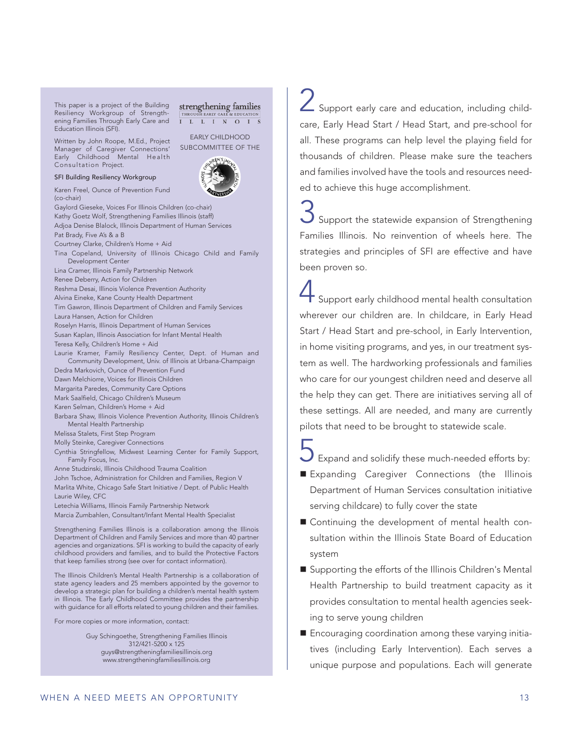This paper is a project of the Building Resiliency Workgroup of Strengthening Families Through Early Care and Education Illinois (SFI).

strengthening families THROUGH EARLY CARE & EDUCATION ILLINOIS

EARLY CHILDHOOD SUBCOMMITTEE OF THE

ILLINOIS CHILDREN'S MENTAL HEALTH PARTNERSHIP

Written by John Roope, M.Ed., Project Manager of Caregiver Connections' Early Childhood Mental Health Consultation Project.

SFI Building Resiliency Workgroup

Karen Freel, Ounce of Prevention Fund (co-chair)
Gaylord Gieseke, Voices For Illinois Children (co-chair)
Kathy Goetz Wolf, Strengthening Families Illinois (staff)
Adjoa Denise Blalock, Illinois Department of Human Services
Pat Brady, Five A's & a B
Courtney Clarke, Children's Home + Aid
Tina Copeland, University of Illinois Chicago Child and Family Development Center
Lina Cramer, Illinois Family Partnership Network
Renee Deberry, Action for Children
Reshma Desai, Illinois Violence Prevention Authority
Alvina Eineke, Kane County Health Department
Tim Gawron, Illinois Department of Children and Family Services
Laura Hansen, Action for Children
Roselyn Harris, Illinois Department of Human Services
Susan Kaplan, Illinois Association for Infant Mental Health
Teresa Kelly, Children's Home + Aid
Laurie Kramer, Family Resiliency Center, Dept. of Human and Community Development, Univ. of Illinois at Urbana-Champaign
Dedra Markovich, Ounce of Prevention Fund
Dawn Melchiorre, Voices for Illinois Children
Margarita Paredes, Community Care Options
Mark Saalfield, Chicago Children's Museum
Karen Selman, Children's Home + Aid
Barbara Shaw, Illinois Violence Prevention Authority, Illinois Children's Mental Health Partnership
Melissa Stalets, First Step Program
Molly Steinke, Caregiver Connections
Cynthia Stringfellow, Midwest Learning Center for Family Support, Family Focus, Inc.
Anne Studzinski, Illinois Childhood Trauma Coalition
John Tschoe, Administration for Children and Families, Region V
Marlita White, Chicago Safe Start Initiative / Dept. of Public Health
Laurie Wiley, CFC
Letechia Williams, Illinois Family Partnership Network
Marcia Zumbahlen, Consultant/Infant Mental Health Specialist

Strengthening Families Illinois is a collaboration among the Illinois Department of Children and Family Services and more than 40 partner agencies and organizations. SFI is working to build the capacity of early childhood providers and families, and to build the Protective Factors that keep families strong (see over for contact information).

The Illinois Children's Mental Health Partnership is a collaboration of state agency leaders and 25 members appointed by the governor to develop a strategic plan for building a children's mental health system in Illinois. The Early Childhood Committee provides the partnership with guidance for all efforts related to young children and their families.

For more copies or more information, contact:

Guy Schingoethe, Strengthening Families Illinois
312/421-5200 x 125
guys@strengtheningfamiliesillinois.org
www.strengtheningfamiliesillinois.org

2 Support early care and education, including childcare, Early Head Start / Head Start, and pre-school for all. These programs can help level the playing field for thousands of children. Please make sure the teachers and families involved have the tools and resources needed to achieve this huge accomplishment.

3 Support the statewide expansion of Strengthening Families Illinois. No reinvention of wheels here. The strategies and principles of SFI are effective and have been proven so.

4 Support early childhood mental health consultation wherever our children are. In childcare, in Early Head Start / Head Start and pre-school, in Early Intervention, in home visiting programs, and yes, in our treatment system as well. The hardworking professionals and families who care for our youngest children need and deserve all the help they can get. There are initiatives serving all of these settings. All are needed, and many are currently pilots that need to be brought to statewide scale.

5 Expand and solidify these much-needed efforts by:

- Expanding Caregiver Connections (the Illinois Department of Human Services consultation initiative serving childcare) to fully cover the state
- Continuing the development of mental health consultation within the Illinois State Board of Education system
- Supporting the efforts of the Illinois Children's Mental Health Partnership to build treatment capacity as it provides consultation to mental health agencies seeking to serve young children
- Encouraging coordination among these varying initiatives (including Early Intervention). Each serves a unique purpose and populations. Each will generate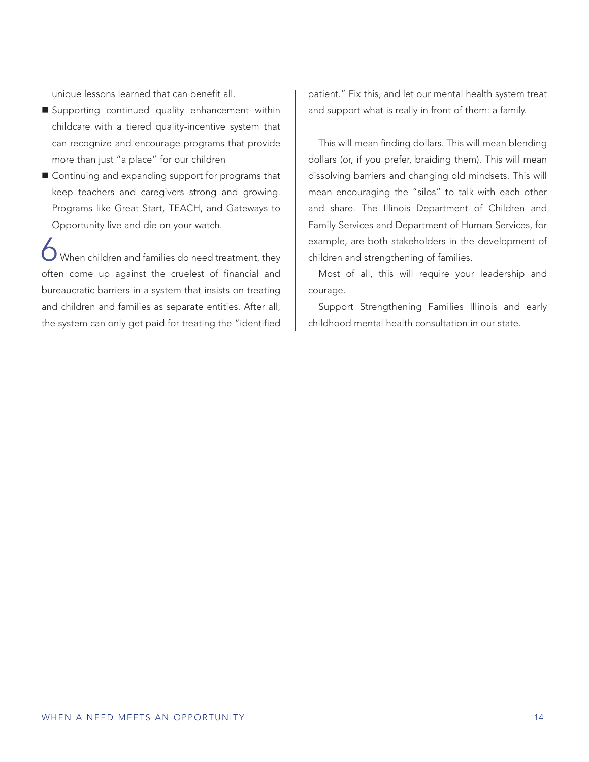unique lessons learned that can benefit all.

- Supporting continued quality enhancement within childcare with a tiered quality-incentive system that can recognize and encourage programs that provide more than just "a place" for our children
- Continuing and expanding support for programs that keep teachers and caregivers strong and growing. Programs like Great Start, TEACH, and Gateways to Opportunity live and die on your watch.

6 When children and families do need treatment, they often come up against the cruelest of financial and bureaucratic barriers in a system that insists on treating and children and families as separate entities. After all, the system can only get paid for treating the "identified patient." Fix this, and let our mental health system treat and support what is really in front of them: a family.

This will mean finding dollars. This will mean blending dollars (or, if you prefer, braiding them). This will mean dissolving barriers and changing old mindsets. This will mean encouraging the "silos" to talk with each other and share. The Illinois Department of Children and Family Services and Department of Human Services, for example, are both stakeholders in the development of children and strengthening of families.

Most of all, this will require your leadership and courage.

Support Strengthening Families Illinois and early childhood mental health consultation in our state.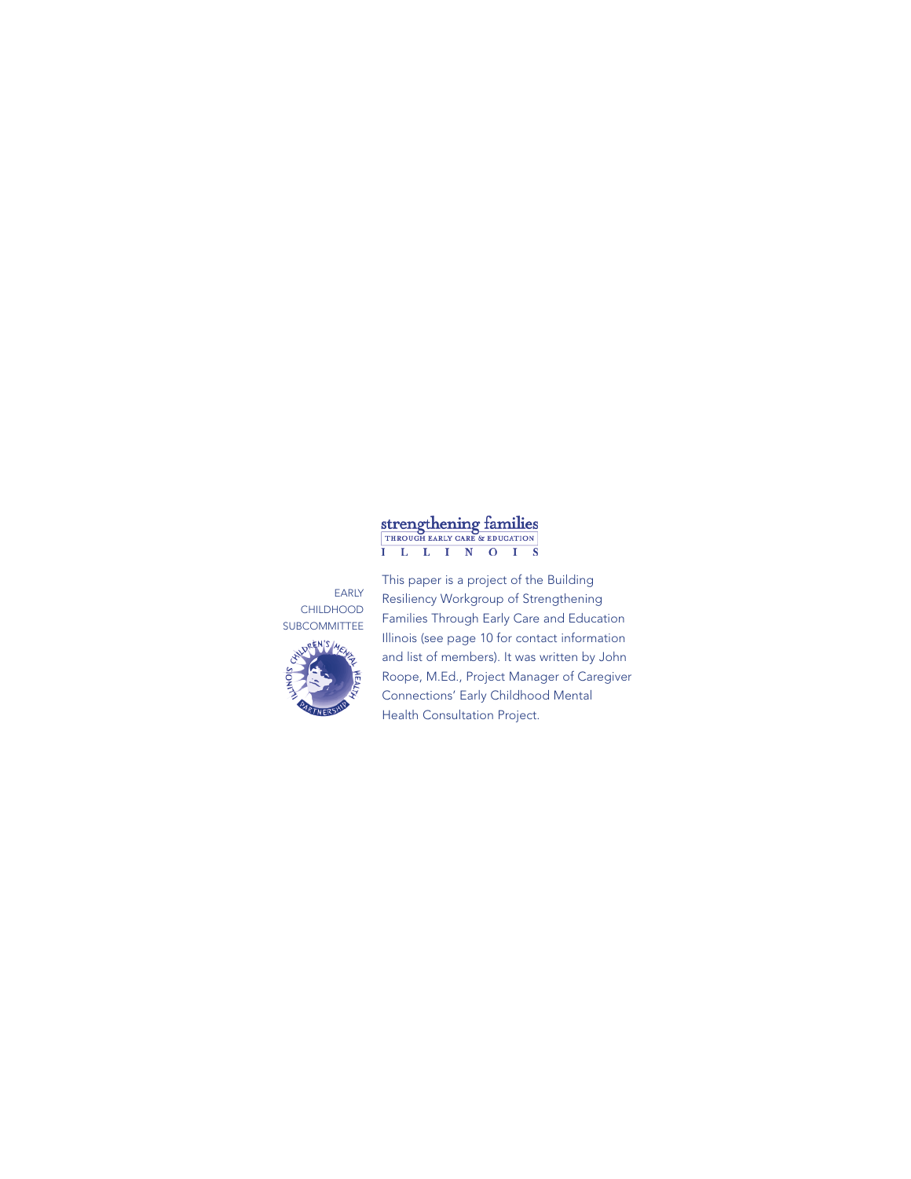strengthening families
THROUGH EARLY CARE & EDUCATION
ILLINOIS

EARLY CHILDHOOD SUBCOMMITTEE

ILLINOIS CHILDREN'S MENTAL HEALTH PARTNERSHIP

This paper is a project of the Building Resiliency Workgroup of Strengthening Families Through Early Care and Education Illinois (see page 10 for contact information and list of members). It was written by John Roope, M.Ed., Project Manager of Caregiver Connections' Early Childhood Mental Health Consultation Project.